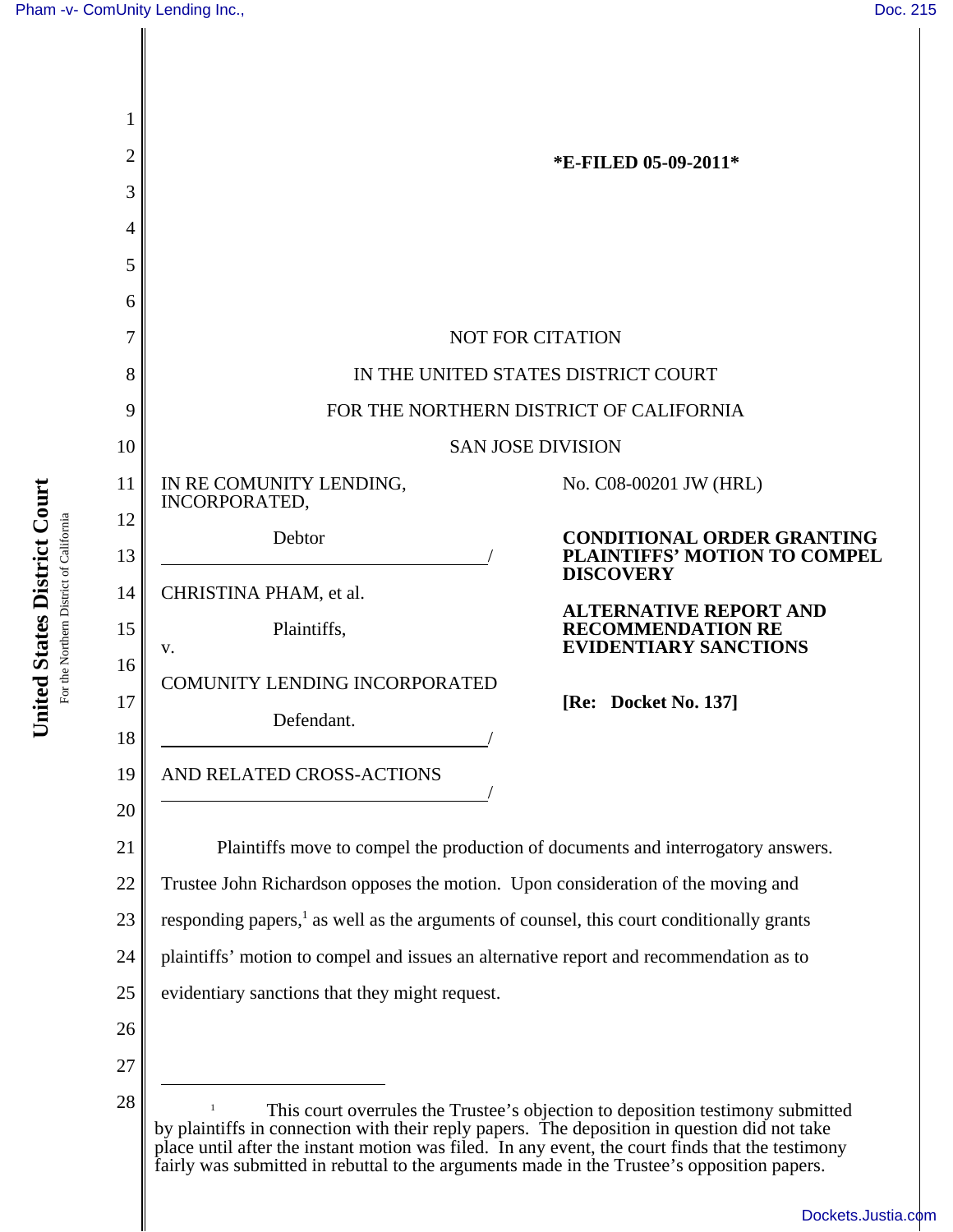*E-FILED 05-09-2011*

NOT FOR CITATION

IN THE UNITED STATES DISTRICT COURT

FOR THE NORTHERN DISTRICT OF CALIFORNIA

SAN JOSE DIVISION

IN RE COMUNITY LENDING, INCORPORATED,

Debtor

CHRISTINA PHAM, et al.

Plaintiffs,

v.

COMUNITY LENDING INCORPORATED

Defendant.

AND RELATED CROSS-ACTIONS

No. C08-00201 JW (HRL)

**CONDITIONAL ORDER GRANTING PLAINTIFFS' MOTION TO COMPEL DISCOVERY**

**ALTERNATIVE REPORT AND RECOMMENDATION RE EVIDENTIARY SANCTIONS**

**[Re: Docket No. 137]**

Plaintiffs move to compel the production of documents and interrogatory answers. Trustee John Richardson opposes the motion. Upon consideration of the moving and responding papers,[1] as well as the arguments of counsel, this court conditionally grants plaintiffs' motion to compel and issues an alternative report and recommendation as to evidentiary sanctions that they might request.

[1] This court overrules the Trustee's objection to deposition testimony submitted by plaintiffs in connection with their reply papers. The deposition in question did not take place until after the instant motion was filed. In any event, the court finds that the testimony fairly was submitted in rebuttal to the arguments made in the Trustee's opposition papers.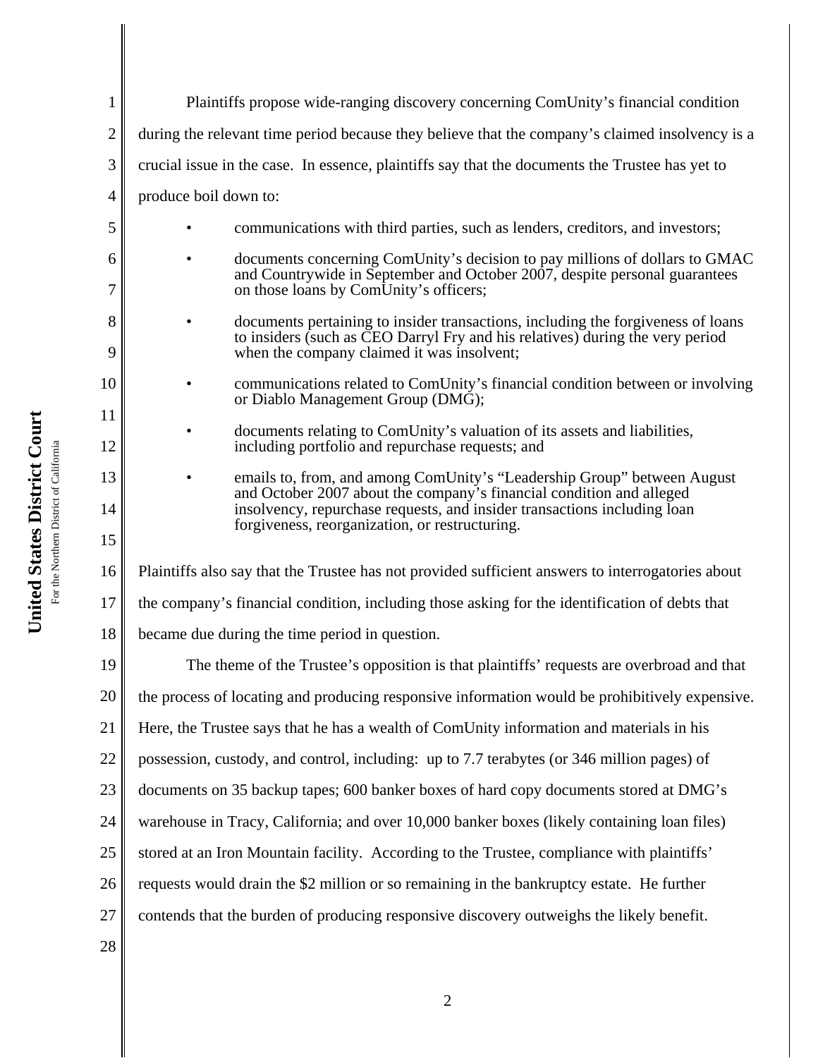Plaintiffs propose wide-ranging discovery concerning ComUnity's financial condition during the relevant time period because they believe that the company's claimed insolvency is a crucial issue in the case. In essence, plaintiffs say that the documents the Trustee has yet to produce boil down to:

- communications with third parties, such as lenders, creditors, and investors;
- documents concerning ComUnity's decision to pay millions of dollars to GMAC and Countrywide in September and October 2007, despite personal guarantees on those loans by ComUnity's officers;
- documents pertaining to insider transactions, including the forgiveness of loans to insiders (such as CEO Darryl Fry and his relatives) during the very period when the company claimed it was insolvent;
- communications related to ComUnity's financial condition between or involving or Diablo Management Group (DMG);
- documents relating to ComUnity's valuation of its assets and liabilities, including portfolio and repurchase requests; and
- emails to, from, and among ComUnity's "Leadership Group" between August and October 2007 about the company's financial condition and alleged insolvency, repurchase requests, and insider transactions including loan forgiveness, reorganization, or restructuring.

Plaintiffs also say that the Trustee has not provided sufficient answers to interrogatories about the company's financial condition, including those asking for the identification of debts that became due during the time period in question.

The theme of the Trustee's opposition is that plaintiffs' requests are overbroad and that the process of locating and producing responsive information would be prohibitively expensive. Here, the Trustee says that he has a wealth of ComUnity information and materials in his possession, custody, and control, including: up to 7.7 terabytes (or 346 million pages) of documents on 35 backup tapes; 600 banker boxes of hard copy documents stored at DMG's warehouse in Tracy, California; and over 10,000 banker boxes (likely containing loan files) stored at an Iron Mountain facility. According to the Trustee, compliance with plaintiffs' requests would drain the $2 million or so remaining in the bankruptcy estate. He further contends that the burden of producing responsive discovery outweighs the likely benefit.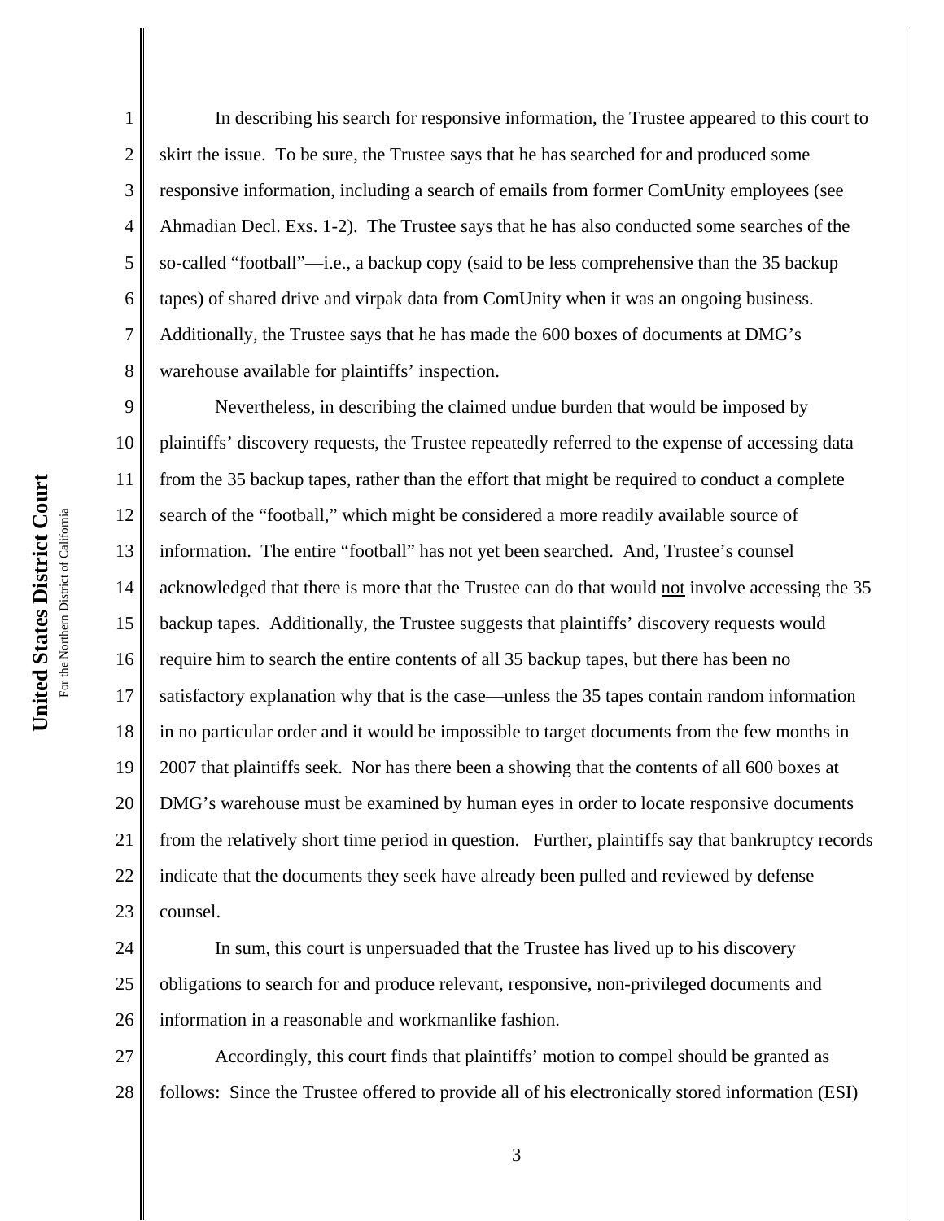In describing his search for responsive information, the Trustee appeared to this court to skirt the issue. To be sure, the Trustee says that he has searched for and produced some responsive information, including a search of emails from former ComUnity employees (see Ahmadian Decl. Exs. 1-2). The Trustee says that he has also conducted some searches of the so-called "football"—i.e., a backup copy (said to be less comprehensive than the 35 backup tapes) of shared drive and virpak data from ComUnity when it was an ongoing business. Additionally, the Trustee says that he has made the 600 boxes of documents at DMG's warehouse available for plaintiffs' inspection.

Nevertheless, in describing the claimed undue burden that would be imposed by plaintiffs' discovery requests, the Trustee repeatedly referred to the expense of accessing data from the 35 backup tapes, rather than the effort that might be required to conduct a complete search of the "football," which might be considered a more readily available source of information. The entire "football" has not yet been searched. And, Trustee's counsel acknowledged that there is more that the Trustee can do that would not involve accessing the 35 backup tapes. Additionally, the Trustee suggests that plaintiffs' discovery requests would require him to search the entire contents of all 35 backup tapes, but there has been no satisfactory explanation why that is the case—unless the 35 tapes contain random information in no particular order and it would be impossible to target documents from the few months in 2007 that plaintiffs seek. Nor has there been a showing that the contents of all 600 boxes at DMG's warehouse must be examined by human eyes in order to locate responsive documents from the relatively short time period in question. Further, plaintiffs say that bankruptcy records indicate that the documents they seek have already been pulled and reviewed by defense counsel.

In sum, this court is unpersuaded that the Trustee has lived up to his discovery obligations to search for and produce relevant, responsive, non-privileged documents and information in a reasonable and workmanlike fashion.

Accordingly, this court finds that plaintiffs' motion to compel should be granted as follows: Since the Trustee offered to provide all of his electronically stored information (ESI)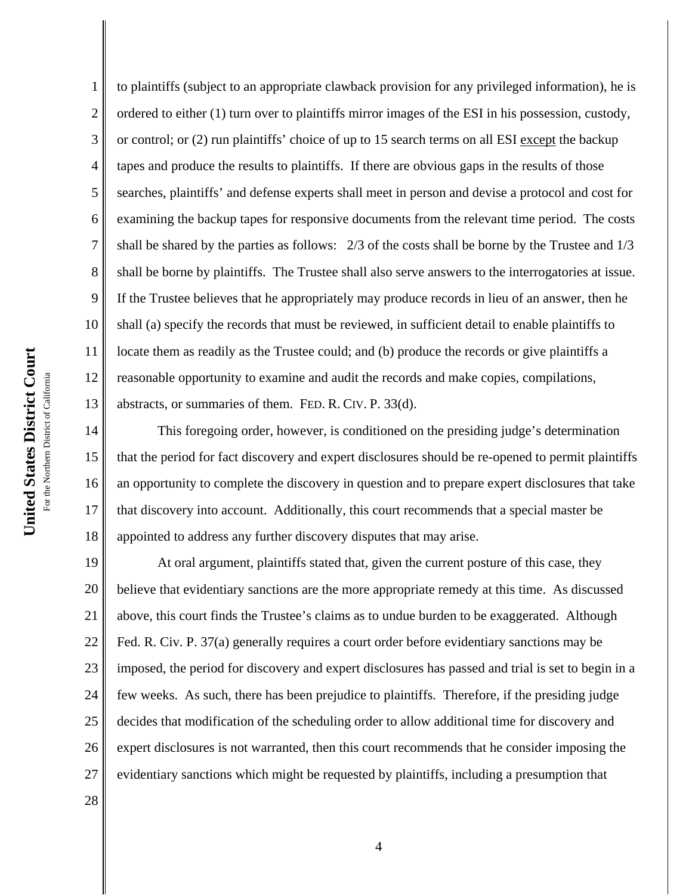to plaintiffs (subject to an appropriate clawback provision for any privileged information), he is ordered to either (1) turn over to plaintiffs mirror images of the ESI in his possession, custody, or control; or (2) run plaintiffs' choice of up to 15 search terms on all ESI except the backup tapes and produce the results to plaintiffs. If there are obvious gaps in the results of those searches, plaintiffs' and defense experts shall meet in person and devise a protocol and cost for examining the backup tapes for responsive documents from the relevant time period. The costs shall be shared by the parties as follows: 2/3 of the costs shall be borne by the Trustee and 1/3 shall be borne by plaintiffs. The Trustee shall also serve answers to the interrogatories at issue. If the Trustee believes that he appropriately may produce records in lieu of an answer, then he shall (a) specify the records that must be reviewed, in sufficient detail to enable plaintiffs to locate them as readily as the Trustee could; and (b) produce the records or give plaintiffs a reasonable opportunity to examine and audit the records and make copies, compilations, abstracts, or summaries of them. FED. R. CIV. P. 33(d).

This foregoing order, however, is conditioned on the presiding judge's determination that the period for fact discovery and expert disclosures should be re-opened to permit plaintiffs an opportunity to complete the discovery in question and to prepare expert disclosures that take that discovery into account. Additionally, this court recommends that a special master be appointed to address any further discovery disputes that may arise.

At oral argument, plaintiffs stated that, given the current posture of this case, they believe that evidentiary sanctions are the more appropriate remedy at this time. As discussed above, this court finds the Trustee's claims as to undue burden to be exaggerated. Although Fed. R. Civ. P. 37(a) generally requires a court order before evidentiary sanctions may be imposed, the period for discovery and expert disclosures has passed and trial is set to begin in a few weeks. As such, there has been prejudice to plaintiffs. Therefore, if the presiding judge decides that modification of the scheduling order to allow additional time for discovery and expert disclosures is not warranted, then this court recommends that he consider imposing the evidentiary sanctions which might be requested by plaintiffs, including a presumption that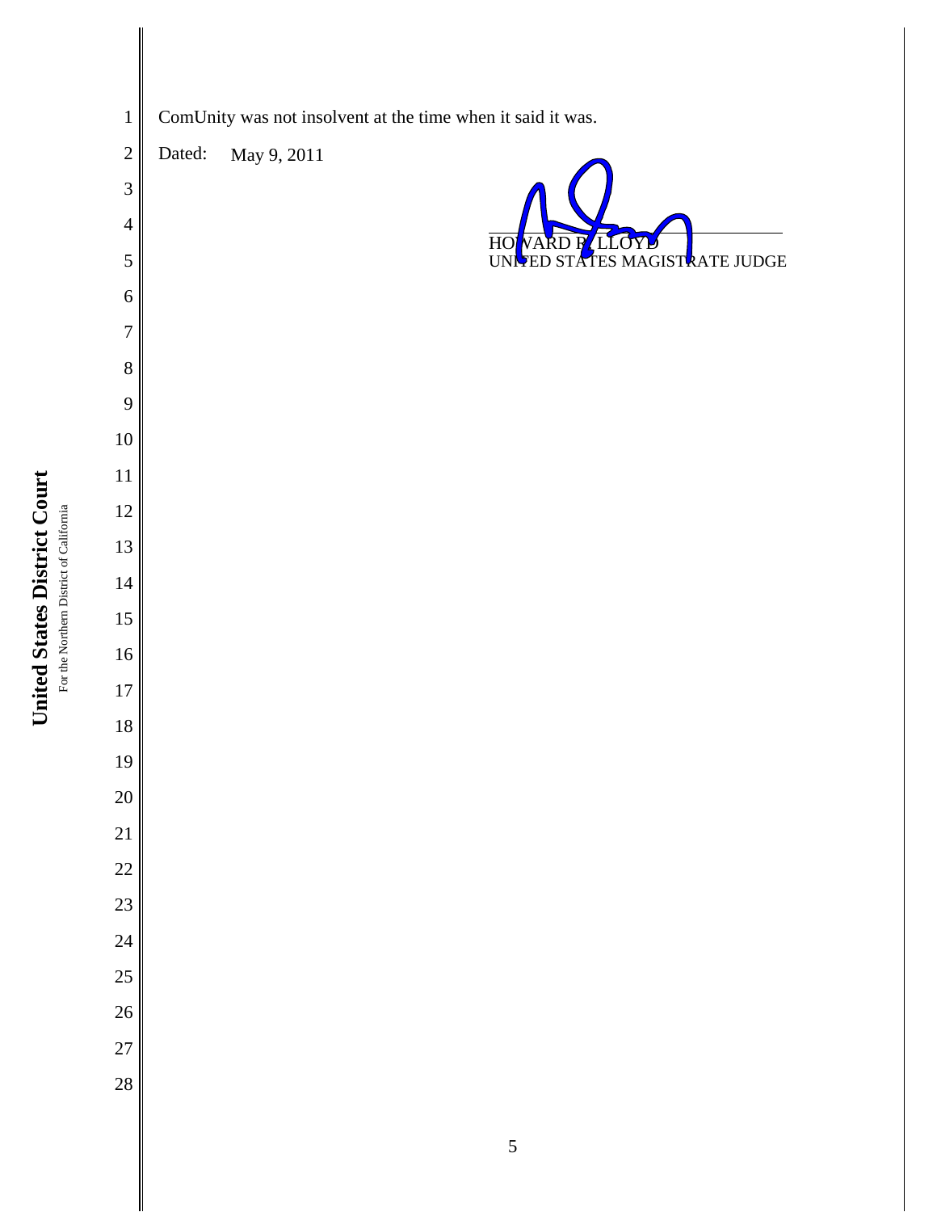ComUnity was not insolvent at the time when it said it was.

Dated: May 9, 2011

HOWARD R. LLOYD
UNITED STATES MAGISTRATE JUDGE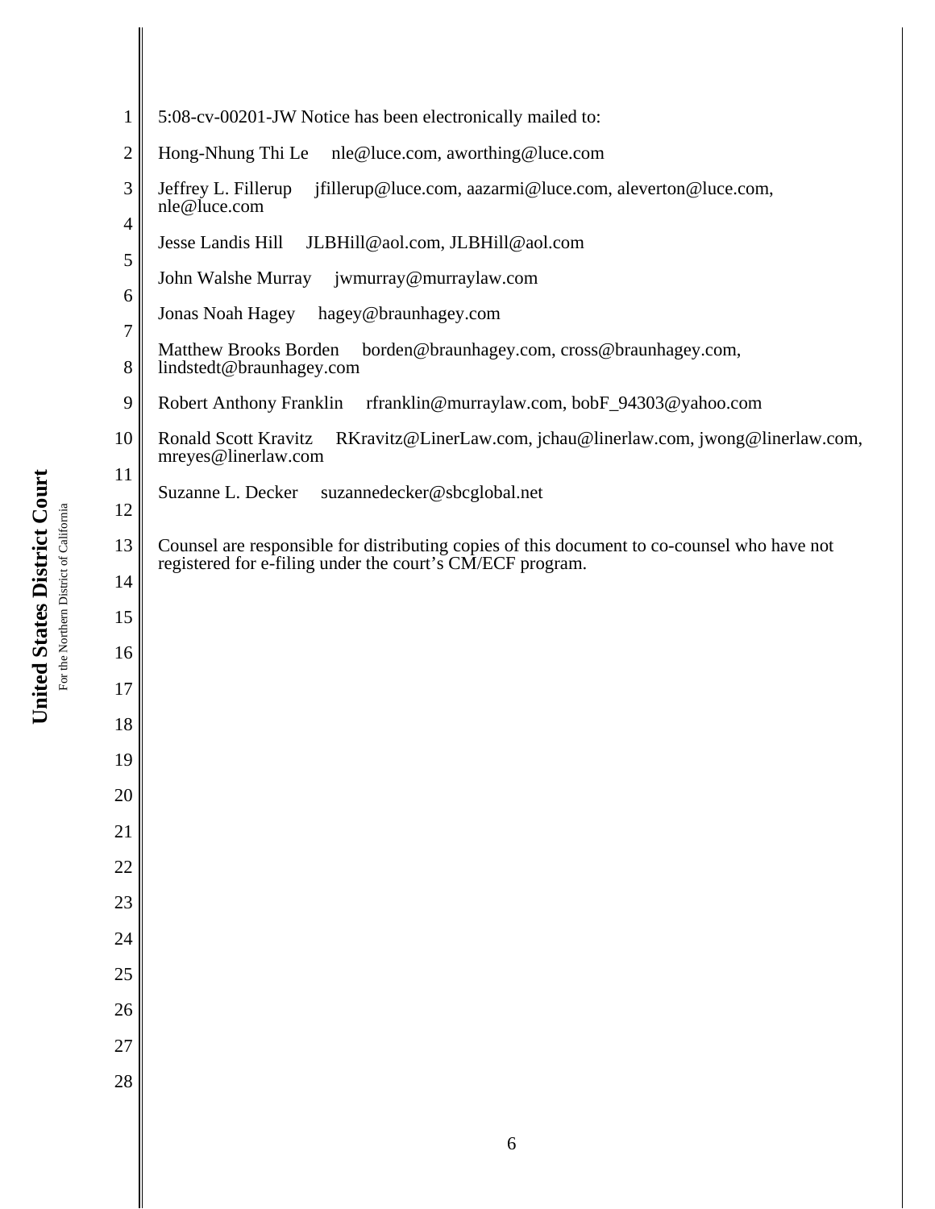5:08-cv-00201-JW Notice has been electronically mailed to:

Hong-Nhung Thi Le nle@luce.com, aworthing@luce.com

Jeffrey L. Fillerup jfillerup@luce.com, aazarmi@luce.com, aleverton@luce.com, nle@luce.com

Jesse Landis Hill JLBHill@aol.com, JLBHill@aol.com

John Walshe Murray jwmurray@murraylaw.com

Jonas Noah Hagey hagey@braunhagey.com

Matthew Brooks Borden borden@braunhagey.com, cross@braunhagey.com, lindstedt@braunhagey.com

Robert Anthony Franklin rfranklin@murraylaw.com, bobF_94303@yahoo.com

Ronald Scott Kravitz RKravitz@LinerLaw.com, jchau@linerlaw.com, jwong@linerlaw.com, mreyes@linerlaw.com

Suzanne L. Decker suzannedecker@sbcglobal.net

Counsel are responsible for distributing copies of this document to co-counsel who have not registered for e-filing under the court's CM/ECF program.